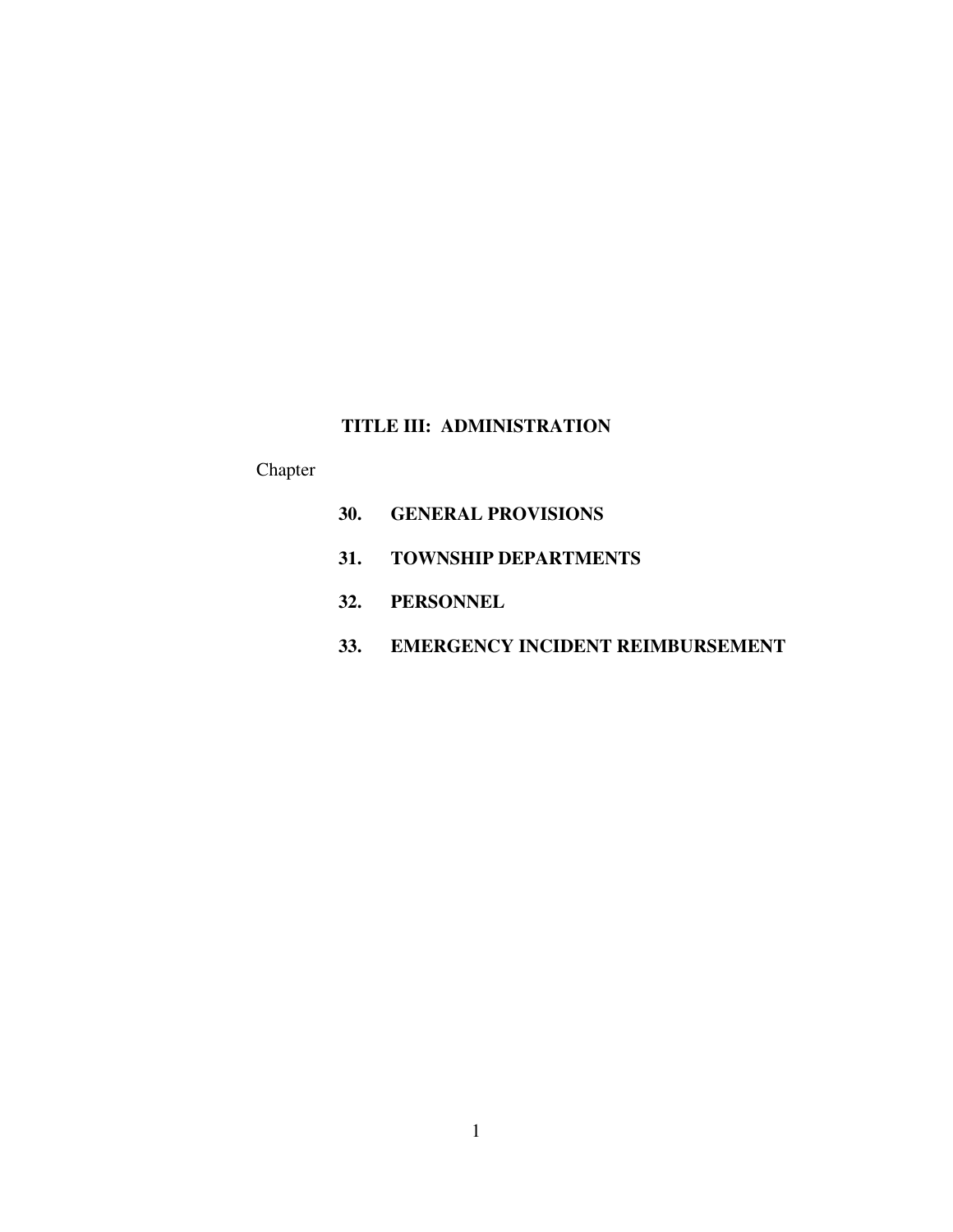# TITLE III: ADMINISTRATION

Chapter

**30. GENERAL PROVISIONS**

**31. TOWNSHIP DEPARTMENTS**

**32. PERSONNEL**

**33. EMERGENCY INCIDENT REIMBURSEMENT**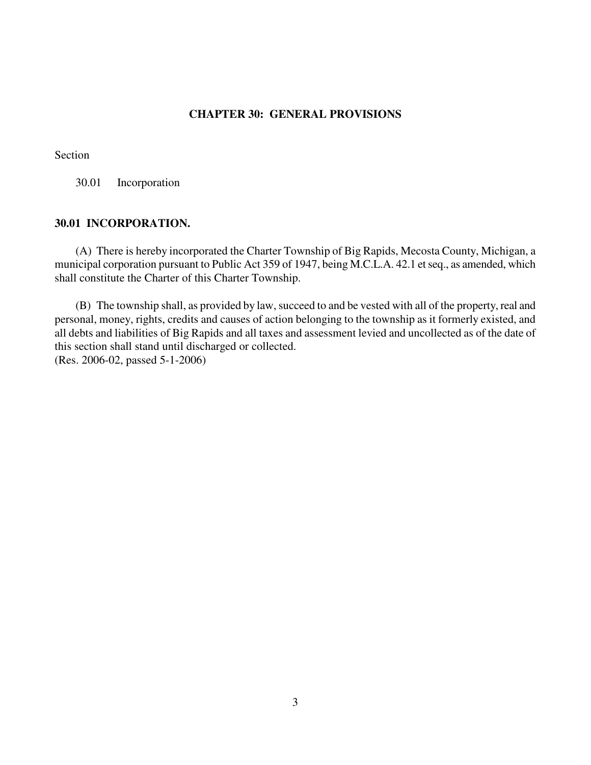# CHAPTER 30: GENERAL PROVISIONS

Section

30.01 Incorporation

## 30.01 INCORPORATION.

(A) There is hereby incorporated the Charter Township of Big Rapids, Mecosta County, Michigan, a municipal corporation pursuant to Public Act 359 of 1947, being M.C.L.A. 42.1 et seq., as amended, which shall constitute the Charter of this Charter Township.

(B) The township shall, as provided by law, succeed to and be vested with all of the property, real and personal, money, rights, credits and causes of action belonging to the township as it formerly existed, and all debts and liabilities of Big Rapids and all taxes and assessment levied and uncollected as of the date of this section shall stand until discharged or collected.
(Res. 2006-02, passed 5-1-2006)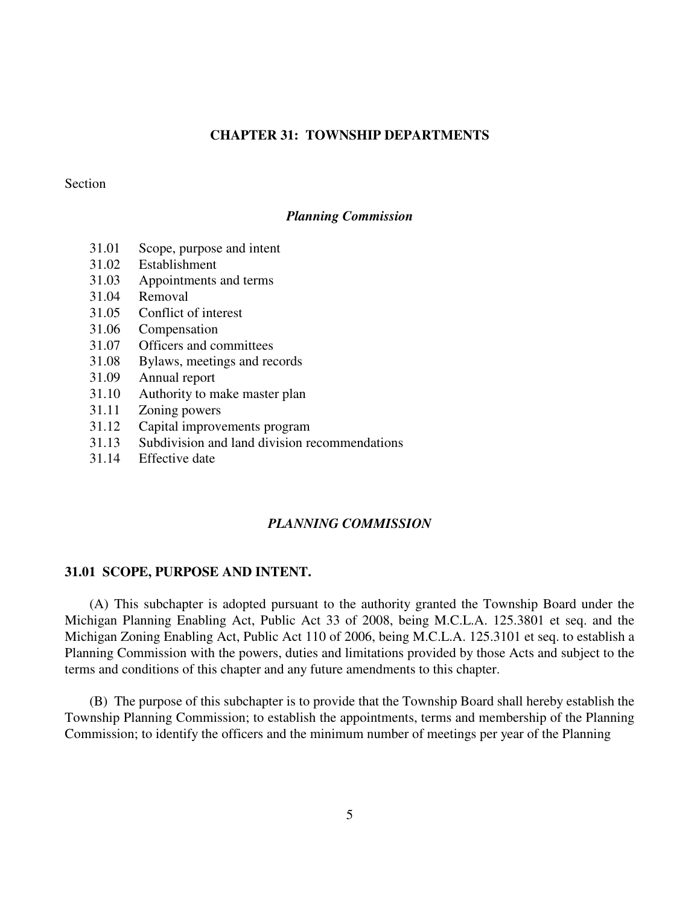## CHAPTER 31: TOWNSHIP DEPARTMENTS

Section

*Planning Commission*

31.01 Scope, purpose and intent
31.02 Establishment
31.03 Appointments and terms
31.04 Removal
31.05 Conflict of interest
31.06 Compensation
31.07 Officers and committees
31.08 Bylaws, meetings and records
31.09 Annual report
31.10 Authority to make master plan
31.11 Zoning powers
31.12 Capital improvements program
31.13 Subdivision and land division recommendations
31.14 Effective date

### *PLANNING COMMISSION*

**31.01 SCOPE, PURPOSE AND INTENT.**

(A) This subchapter is adopted pursuant to the authority granted the Township Board under the Michigan Planning Enabling Act, Public Act 33 of 2008, being M.C.L.A. 125.3801 et seq. and the Michigan Zoning Enabling Act, Public Act 110 of 2006, being M.C.L.A. 125.3101 et seq. to establish a Planning Commission with the powers, duties and limitations provided by those Acts and subject to the terms and conditions of this chapter and any future amendments to this chapter.

(B) The purpose of this subchapter is to provide that the Township Board shall hereby establish the Township Planning Commission; to establish the appointments, terms and membership of the Planning Commission; to identify the officers and the minimum number of meetings per year of the Planning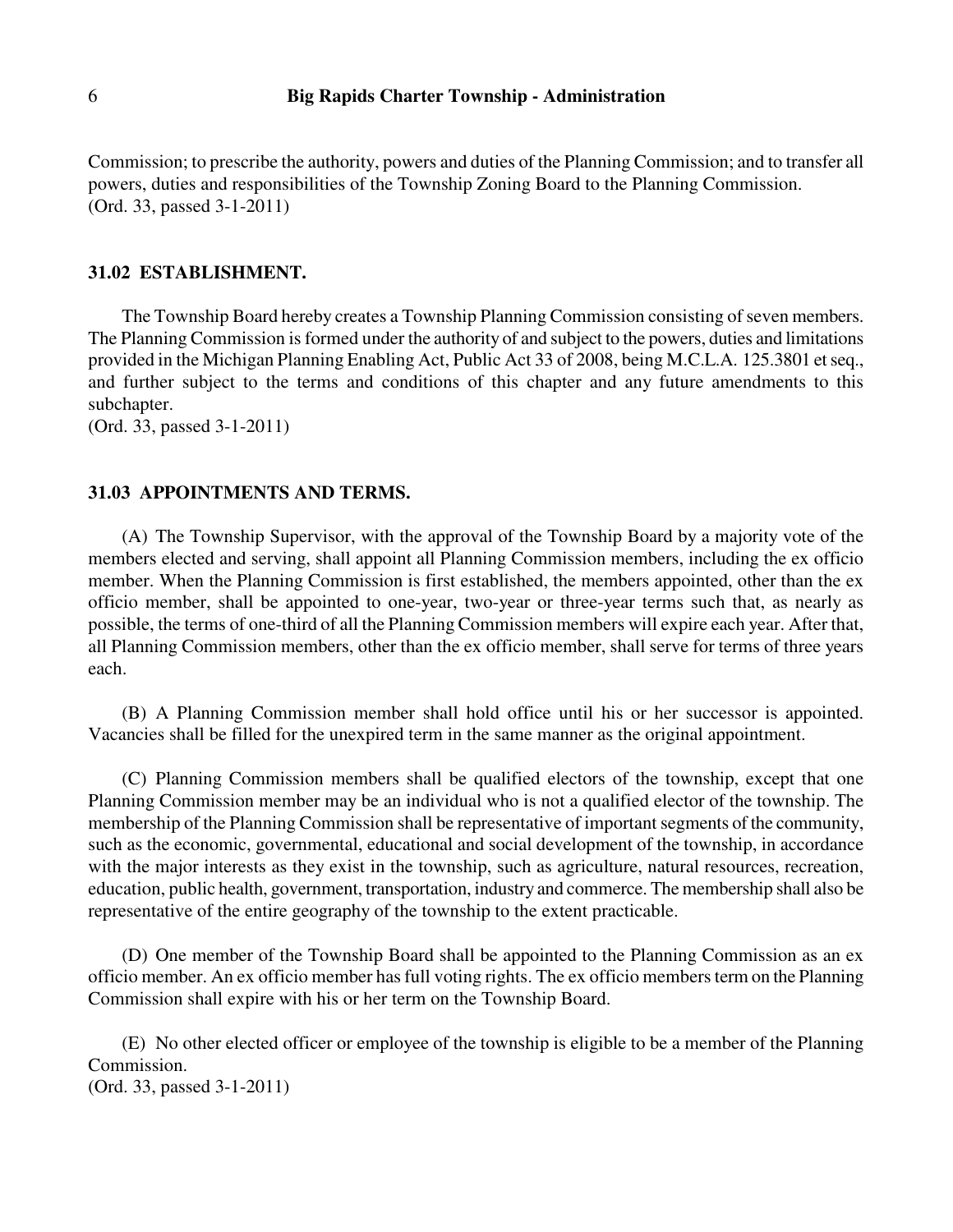Commission; to prescribe the authority, powers and duties of the Planning Commission; and to transfer all powers, duties and responsibilities of the Township Zoning Board to the Planning Commission.
(Ord. 33, passed 3-1-2011)

### 31.02 ESTABLISHMENT.

The Township Board hereby creates a Township Planning Commission consisting of seven members. The Planning Commission is formed under the authority of and subject to the powers, duties and limitations provided in the Michigan Planning Enabling Act, Public Act 33 of 2008, being M.C.L.A. 125.3801 et seq., and further subject to the terms and conditions of this chapter and any future amendments to this subchapter.
(Ord. 33, passed 3-1-2011)

### 31.03 APPOINTMENTS AND TERMS.

(A) The Township Supervisor, with the approval of the Township Board by a majority vote of the members elected and serving, shall appoint all Planning Commission members, including the ex officio member. When the Planning Commission is first established, the members appointed, other than the ex officio member, shall be appointed to one-year, two-year or three-year terms such that, as nearly as possible, the terms of one-third of all the Planning Commission members will expire each year. After that, all Planning Commission members, other than the ex officio member, shall serve for terms of three years each.

(B) A Planning Commission member shall hold office until his or her successor is appointed. Vacancies shall be filled for the unexpired term in the same manner as the original appointment.

(C) Planning Commission members shall be qualified electors of the township, except that one Planning Commission member may be an individual who is not a qualified elector of the township. The membership of the Planning Commission shall be representative of important segments of the community, such as the economic, governmental, educational and social development of the township, in accordance with the major interests as they exist in the township, such as agriculture, natural resources, recreation, education, public health, government, transportation, industry and commerce. The membership shall also be representative of the entire geography of the township to the extent practicable.

(D) One member of the Township Board shall be appointed to the Planning Commission as an ex officio member. An ex officio member has full voting rights. The ex officio members term on the Planning Commission shall expire with his or her term on the Township Board.

(E) No other elected officer or employee of the township is eligible to be a member of the Planning Commission.
(Ord. 33, passed 3-1-2011)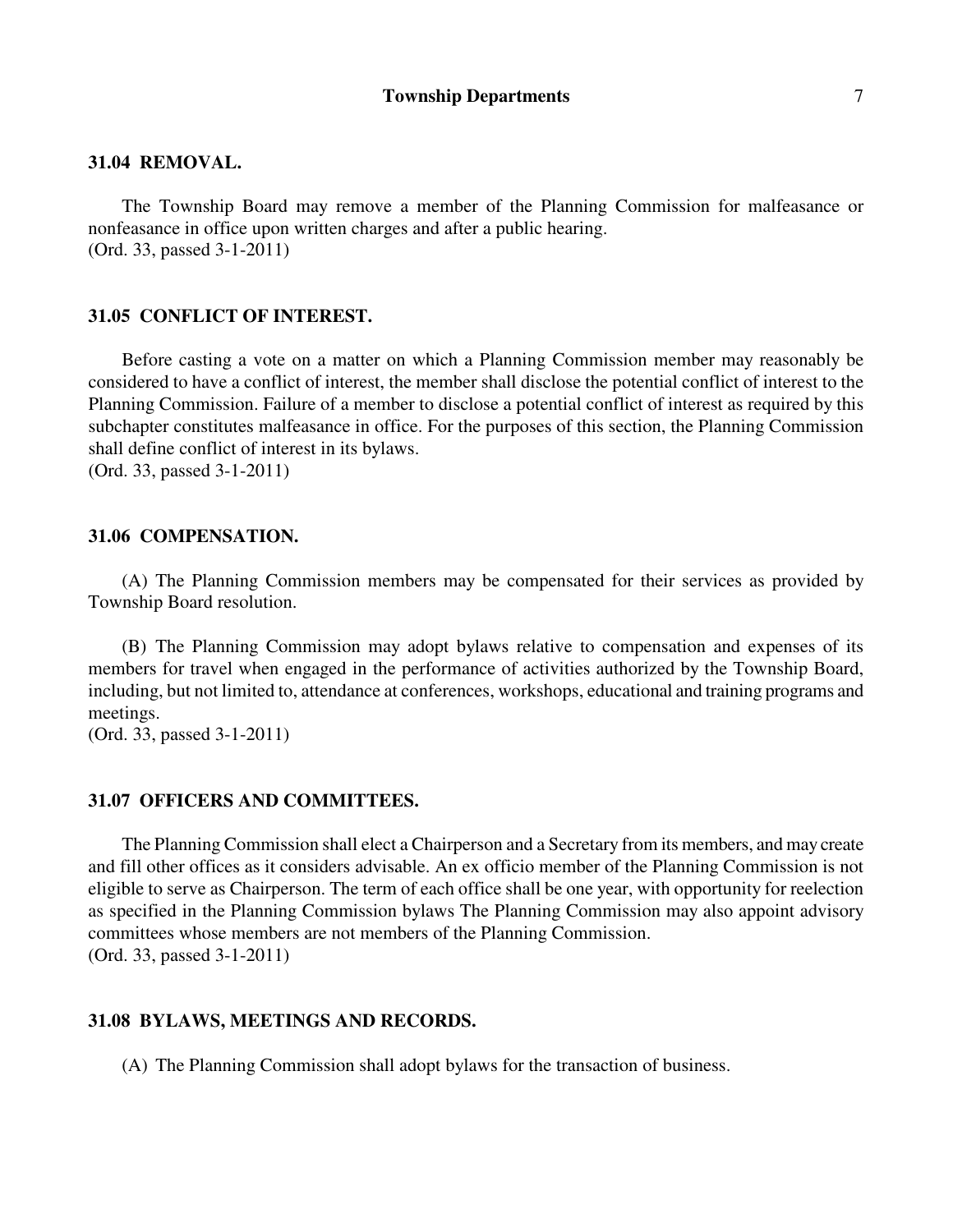### 31.04 REMOVAL.

The Township Board may remove a member of the Planning Commission for malfeasance or nonfeasance in office upon written charges and after a public hearing.
(Ord. 33, passed 3-1-2011)

### 31.05 CONFLICT OF INTEREST.

Before casting a vote on a matter on which a Planning Commission member may reasonably be considered to have a conflict of interest, the member shall disclose the potential conflict of interest to the Planning Commission. Failure of a member to disclose a potential conflict of interest as required by this subchapter constitutes malfeasance in office. For the purposes of this section, the Planning Commission shall define conflict of interest in its bylaws.
(Ord. 33, passed 3-1-2011)

### 31.06 COMPENSATION.

(A) The Planning Commission members may be compensated for their services as provided by Township Board resolution.

(B) The Planning Commission may adopt bylaws relative to compensation and expenses of its members for travel when engaged in the performance of activities authorized by the Township Board, including, but not limited to, attendance at conferences, workshops, educational and training programs and meetings.
(Ord. 33, passed 3-1-2011)

### 31.07 OFFICERS AND COMMITTEES.

The Planning Commission shall elect a Chairperson and a Secretary from its members, and may create and fill other offices as it considers advisable. An ex officio member of the Planning Commission is not eligible to serve as Chairperson. The term of each office shall be one year, with opportunity for reelection as specified in the Planning Commission bylaws The Planning Commission may also appoint advisory committees whose members are not members of the Planning Commission.
(Ord. 33, passed 3-1-2011)

### 31.08 BYLAWS, MEETINGS AND RECORDS.

(A) The Planning Commission shall adopt bylaws for the transaction of business.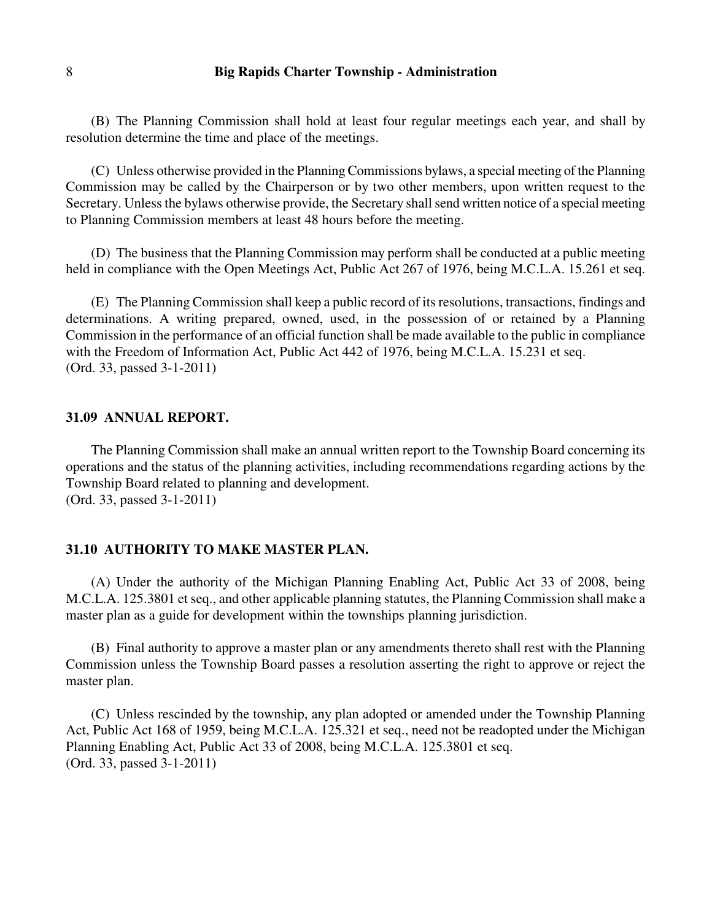(B) The Planning Commission shall hold at least four regular meetings each year, and shall by resolution determine the time and place of the meetings.

(C) Unless otherwise provided in the Planning Commissions bylaws, a special meeting of the Planning Commission may be called by the Chairperson or by two other members, upon written request to the Secretary. Unless the bylaws otherwise provide, the Secretary shall send written notice of a special meeting to Planning Commission members at least 48 hours before the meeting.

(D) The business that the Planning Commission may perform shall be conducted at a public meeting held in compliance with the Open Meetings Act, Public Act 267 of 1976, being M.C.L.A. 15.261 et seq.

(E) The Planning Commission shall keep a public record of its resolutions, transactions, findings and determinations. A writing prepared, owned, used, in the possession of or retained by a Planning Commission in the performance of an official function shall be made available to the public in compliance with the Freedom of Information Act, Public Act 442 of 1976, being M.C.L.A. 15.231 et seq.
(Ord. 33, passed 3-1-2011)

### 31.09 ANNUAL REPORT.

The Planning Commission shall make an annual written report to the Township Board concerning its operations and the status of the planning activities, including recommendations regarding actions by the Township Board related to planning and development.
(Ord. 33, passed 3-1-2011)

### 31.10 AUTHORITY TO MAKE MASTER PLAN.

(A) Under the authority of the Michigan Planning Enabling Act, Public Act 33 of 2008, being M.C.L.A. 125.3801 et seq., and other applicable planning statutes, the Planning Commission shall make a master plan as a guide for development within the townships planning jurisdiction.

(B) Final authority to approve a master plan or any amendments thereto shall rest with the Planning Commission unless the Township Board passes a resolution asserting the right to approve or reject the master plan.

(C) Unless rescinded by the township, any plan adopted or amended under the Township Planning Act, Public Act 168 of 1959, being M.C.L.A. 125.321 et seq., need not be readopted under the Michigan Planning Enabling Act, Public Act 33 of 2008, being M.C.L.A. 125.3801 et seq.
(Ord. 33, passed 3-1-2011)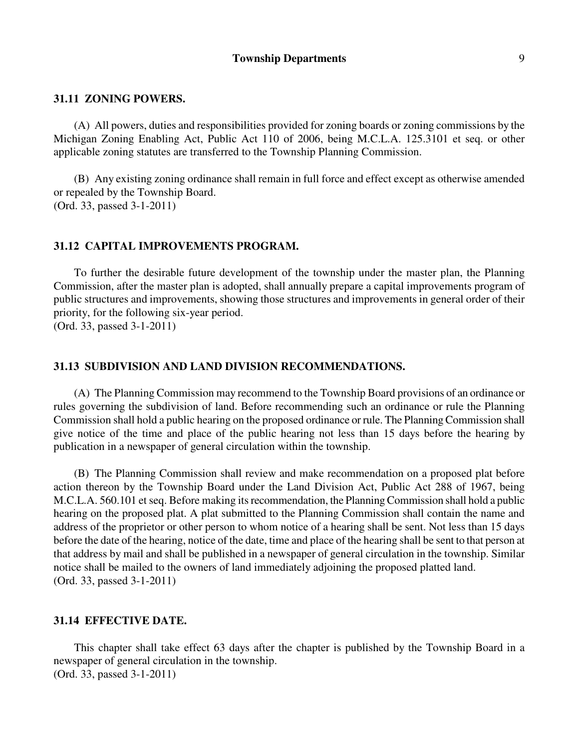### 31.11 ZONING POWERS.

(A) All powers, duties and responsibilities provided for zoning boards or zoning commissions by the Michigan Zoning Enabling Act, Public Act 110 of 2006, being M.C.L.A. 125.3101 et seq. or other applicable zoning statutes are transferred to the Township Planning Commission.

(B) Any existing zoning ordinance shall remain in full force and effect except as otherwise amended or repealed by the Township Board.
(Ord. 33, passed 3-1-2011)

### 31.12 CAPITAL IMPROVEMENTS PROGRAM.

To further the desirable future development of the township under the master plan, the Planning Commission, after the master plan is adopted, shall annually prepare a capital improvements program of public structures and improvements, showing those structures and improvements in general order of their priority, for the following six-year period.
(Ord. 33, passed 3-1-2011)

### 31.13 SUBDIVISION AND LAND DIVISION RECOMMENDATIONS.

(A) The Planning Commission may recommend to the Township Board provisions of an ordinance or rules governing the subdivision of land. Before recommending such an ordinance or rule the Planning Commission shall hold a public hearing on the proposed ordinance or rule. The Planning Commission shall give notice of the time and place of the public hearing not less than 15 days before the hearing by publication in a newspaper of general circulation within the township.

(B) The Planning Commission shall review and make recommendation on a proposed plat before action thereon by the Township Board under the Land Division Act, Public Act 288 of 1967, being M.C.L.A. 560.101 et seq. Before making its recommendation, the Planning Commission shall hold a public hearing on the proposed plat. A plat submitted to the Planning Commission shall contain the name and address of the proprietor or other person to whom notice of a hearing shall be sent. Not less than 15 days before the date of the hearing, notice of the date, time and place of the hearing shall be sent to that person at that address by mail and shall be published in a newspaper of general circulation in the township. Similar notice shall be mailed to the owners of land immediately adjoining the proposed platted land.
(Ord. 33, passed 3-1-2011)

### 31.14 EFFECTIVE DATE.

This chapter shall take effect 63 days after the chapter is published by the Township Board in a newspaper of general circulation in the township.
(Ord. 33, passed 3-1-2011)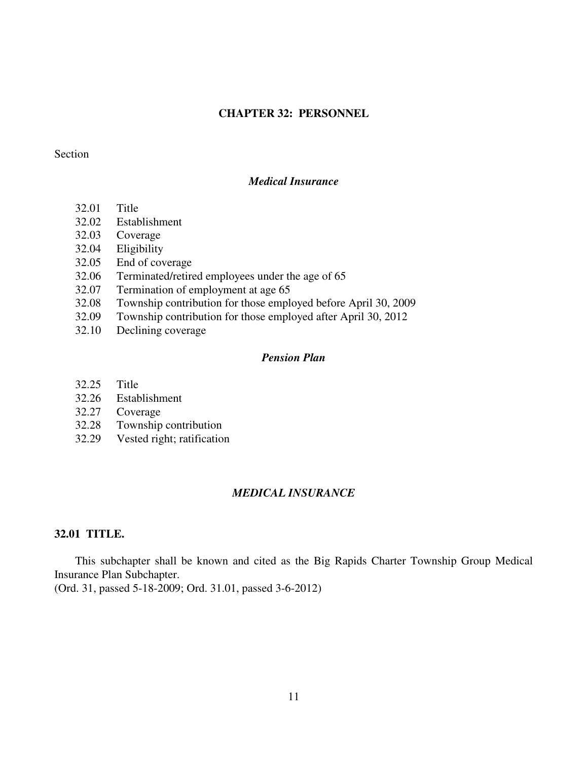# CHAPTER 32: PERSONNEL

Section

***Medical Insurance***

32.01 Title
32.02 Establishment
32.03 Coverage
32.04 Eligibility
32.05 End of coverage
32.06 Terminated/retired employees under the age of 65
32.07 Termination of employment at age 65
32.08 Township contribution for those employed before April 30, 2009
32.09 Township contribution for those employed after April 30, 2012
32.10 Declining coverage

***Pension Plan***

32.25 Title
32.26 Establishment
32.27 Coverage
32.28 Township contribution
32.29 Vested right; ratification

## *MEDICAL INSURANCE*

### 32.01 TITLE.

This subchapter shall be known and cited as the Big Rapids Charter Township Group Medical Insurance Plan Subchapter.
(Ord. 31, passed 5-18-2009; Ord. 31.01, passed 3-6-2012)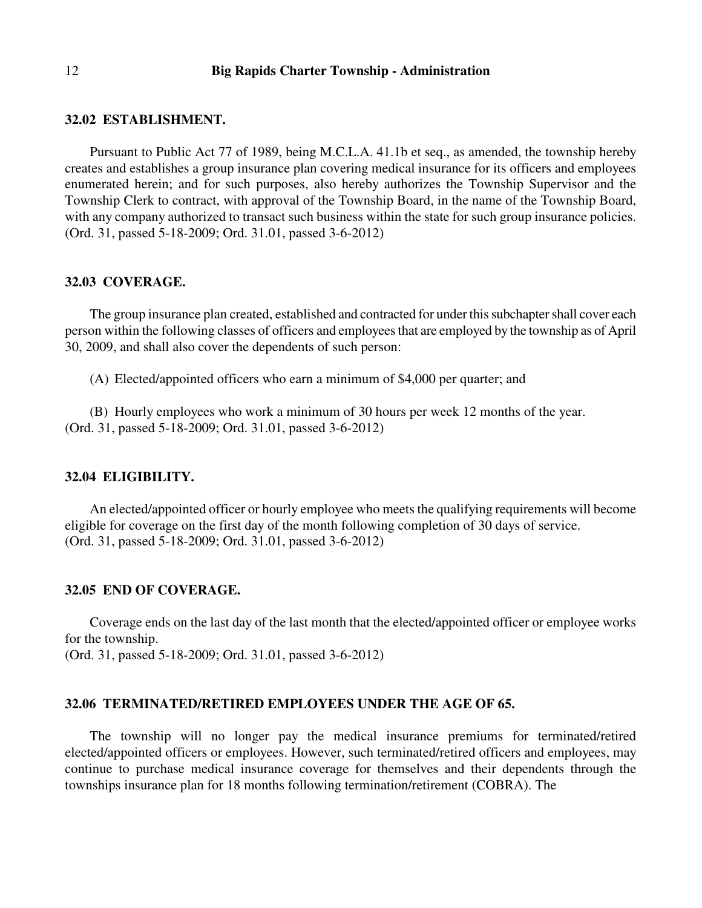### 32.02 ESTABLISHMENT.

Pursuant to Public Act 77 of 1989, being M.C.L.A. 41.1b et seq., as amended, the township hereby creates and establishes a group insurance plan covering medical insurance for its officers and employees enumerated herein; and for such purposes, also hereby authorizes the Township Supervisor and the Township Clerk to contract, with approval of the Township Board, in the name of the Township Board, with any company authorized to transact such business within the state for such group insurance policies.
(Ord. 31, passed 5-18-2009; Ord. 31.01, passed 3-6-2012)

### 32.03 COVERAGE.

The group insurance plan created, established and contracted for under this subchapter shall cover each person within the following classes of officers and employees that are employed by the township as of April 30, 2009, and shall also cover the dependents of such person:

(A) Elected/appointed officers who earn a minimum of $4,000 per quarter; and

(B) Hourly employees who work a minimum of 30 hours per week 12 months of the year.
(Ord. 31, passed 5-18-2009; Ord. 31.01, passed 3-6-2012)

### 32.04 ELIGIBILITY.

An elected/appointed officer or hourly employee who meets the qualifying requirements will become eligible for coverage on the first day of the month following completion of 30 days of service.
(Ord. 31, passed 5-18-2009; Ord. 31.01, passed 3-6-2012)

### 32.05 END OF COVERAGE.

Coverage ends on the last day of the last month that the elected/appointed officer or employee works for the township.
(Ord. 31, passed 5-18-2009; Ord. 31.01, passed 3-6-2012)

### 32.06 TERMINATED/RETIRED EMPLOYEES UNDER THE AGE OF 65.

The township will no longer pay the medical insurance premiums for terminated/retired elected/appointed officers or employees. However, such terminated/retired officers and employees, may continue to purchase medical insurance coverage for themselves and their dependents through the townships insurance plan for 18 months following termination/retirement (COBRA). The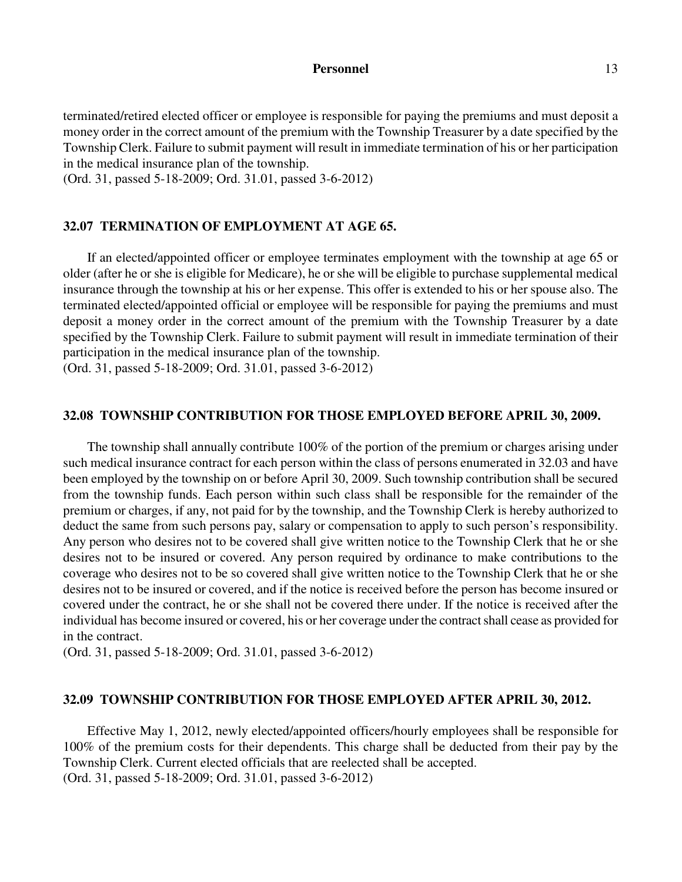terminated/retired elected officer or employee is responsible for paying the premiums and must deposit a money order in the correct amount of the premium with the Township Treasurer by a date specified by the Township Clerk. Failure to submit payment will result in immediate termination of his or her participation in the medical insurance plan of the township.
(Ord. 31, passed 5-18-2009; Ord. 31.01, passed 3-6-2012)

### 32.07 TERMINATION OF EMPLOYMENT AT AGE 65.

If an elected/appointed officer or employee terminates employment with the township at age 65 or older (after he or she is eligible for Medicare), he or she will be eligible to purchase supplemental medical insurance through the township at his or her expense. This offer is extended to his or her spouse also. The terminated elected/appointed official or employee will be responsible for paying the premiums and must deposit a money order in the correct amount of the premium with the Township Treasurer by a date specified by the Township Clerk. Failure to submit payment will result in immediate termination of their participation in the medical insurance plan of the township.
(Ord. 31, passed 5-18-2009; Ord. 31.01, passed 3-6-2012)

### 32.08 TOWNSHIP CONTRIBUTION FOR THOSE EMPLOYED BEFORE APRIL 30, 2009.

The township shall annually contribute 100% of the portion of the premium or charges arising under such medical insurance contract for each person within the class of persons enumerated in 32.03 and have been employed by the township on or before April 30, 2009. Such township contribution shall be secured from the township funds. Each person within such class shall be responsible for the remainder of the premium or charges, if any, not paid for by the township, and the Township Clerk is hereby authorized to deduct the same from such persons pay, salary or compensation to apply to such person's responsibility. Any person who desires not to be covered shall give written notice to the Township Clerk that he or she desires not to be insured or covered. Any person required by ordinance to make contributions to the coverage who desires not to be so covered shall give written notice to the Township Clerk that he or she desires not to be insured or covered, and if the notice is received before the person has become insured or covered under the contract, he or she shall not be covered there under. If the notice is received after the individual has become insured or covered, his or her coverage under the contract shall cease as provided for in the contract.
(Ord. 31, passed 5-18-2009; Ord. 31.01, passed 3-6-2012)

### 32.09 TOWNSHIP CONTRIBUTION FOR THOSE EMPLOYED AFTER APRIL 30, 2012.

Effective May 1, 2012, newly elected/appointed officers/hourly employees shall be responsible for 100% of the premium costs for their dependents. This charge shall be deducted from their pay by the Township Clerk. Current elected officials that are reelected shall be accepted.
(Ord. 31, passed 5-18-2009; Ord. 31.01, passed 3-6-2012)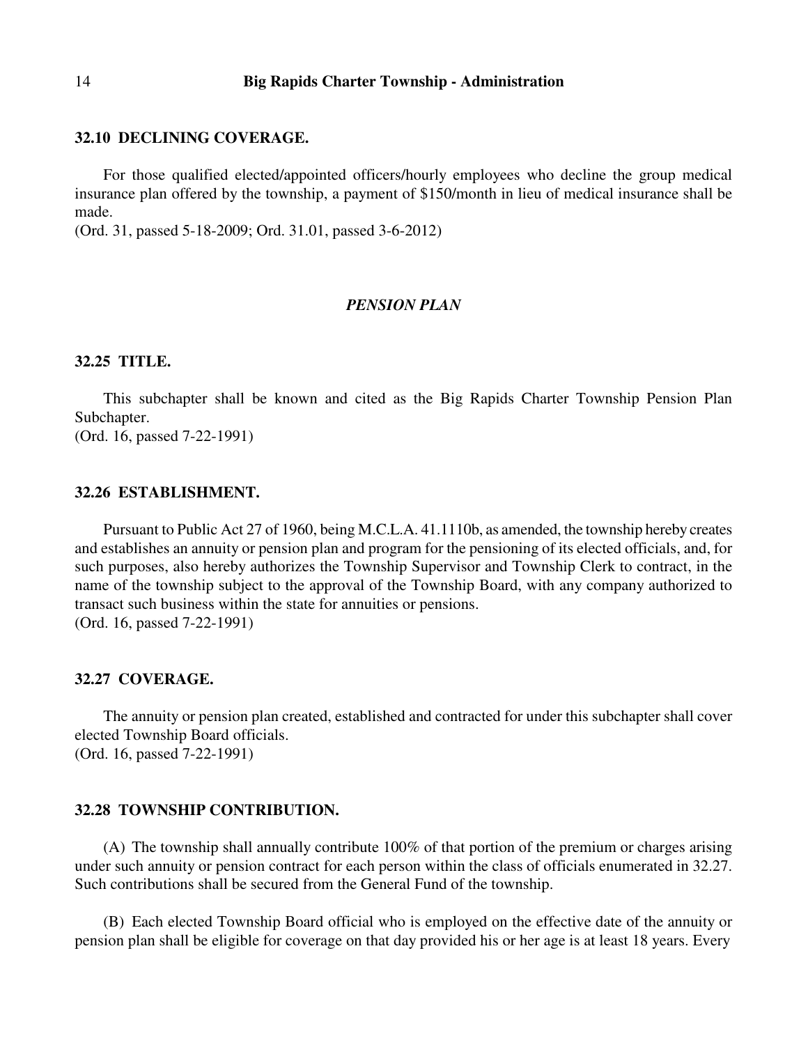### 32.10 DECLINING COVERAGE.

For those qualified elected/appointed officers/hourly employees who decline the group medical insurance plan offered by the township, a payment of $150/month in lieu of medical insurance shall be made.
(Ord. 31, passed 5-18-2009; Ord. 31.01, passed 3-6-2012)

## *PENSION PLAN*

### 32.25 TITLE.

This subchapter shall be known and cited as the Big Rapids Charter Township Pension Plan Subchapter.
(Ord. 16, passed 7-22-1991)

### 32.26 ESTABLISHMENT.

Pursuant to Public Act 27 of 1960, being M.C.L.A. 41.1110b, as amended, the township hereby creates and establishes an annuity or pension plan and program for the pensioning of its elected officials, and, for such purposes, also hereby authorizes the Township Supervisor and Township Clerk to contract, in the name of the township subject to the approval of the Township Board, with any company authorized to transact such business within the state for annuities or pensions.
(Ord. 16, passed 7-22-1991)

### 32.27 COVERAGE.

The annuity or pension plan created, established and contracted for under this subchapter shall cover elected Township Board officials.
(Ord. 16, passed 7-22-1991)

### 32.28 TOWNSHIP CONTRIBUTION.

(A) The township shall annually contribute 100% of that portion of the premium or charges arising under such annuity or pension contract for each person within the class of officials enumerated in 32.27. Such contributions shall be secured from the General Fund of the township.

(B) Each elected Township Board official who is employed on the effective date of the annuity or pension plan shall be eligible for coverage on that day provided his or her age is at least 18 years. Every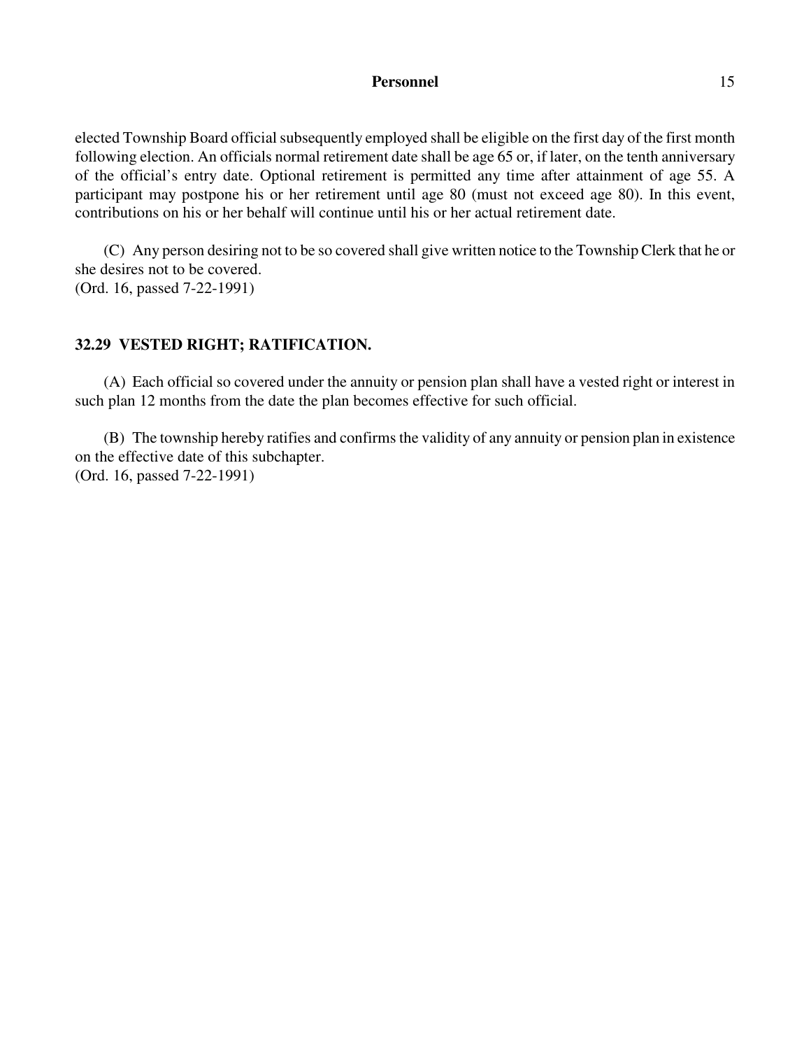elected Township Board official subsequently employed shall be eligible on the first day of the first month following election. An officials normal retirement date shall be age 65 or, if later, on the tenth anniversary of the official's entry date. Optional retirement is permitted any time after attainment of age 55. A participant may postpone his or her retirement until age 80 (must not exceed age 80). In this event, contributions on his or her behalf will continue until his or her actual retirement date.

(C) Any person desiring not to be so covered shall give written notice to the Township Clerk that he or she desires not to be covered.
(Ord. 16, passed 7-22-1991)

### 32.29 VESTED RIGHT; RATIFICATION.

(A) Each official so covered under the annuity or pension plan shall have a vested right or interest in such plan 12 months from the date the plan becomes effective for such official.

(B) The township hereby ratifies and confirms the validity of any annuity or pension plan in existence on the effective date of this subchapter.
(Ord. 16, passed 7-22-1991)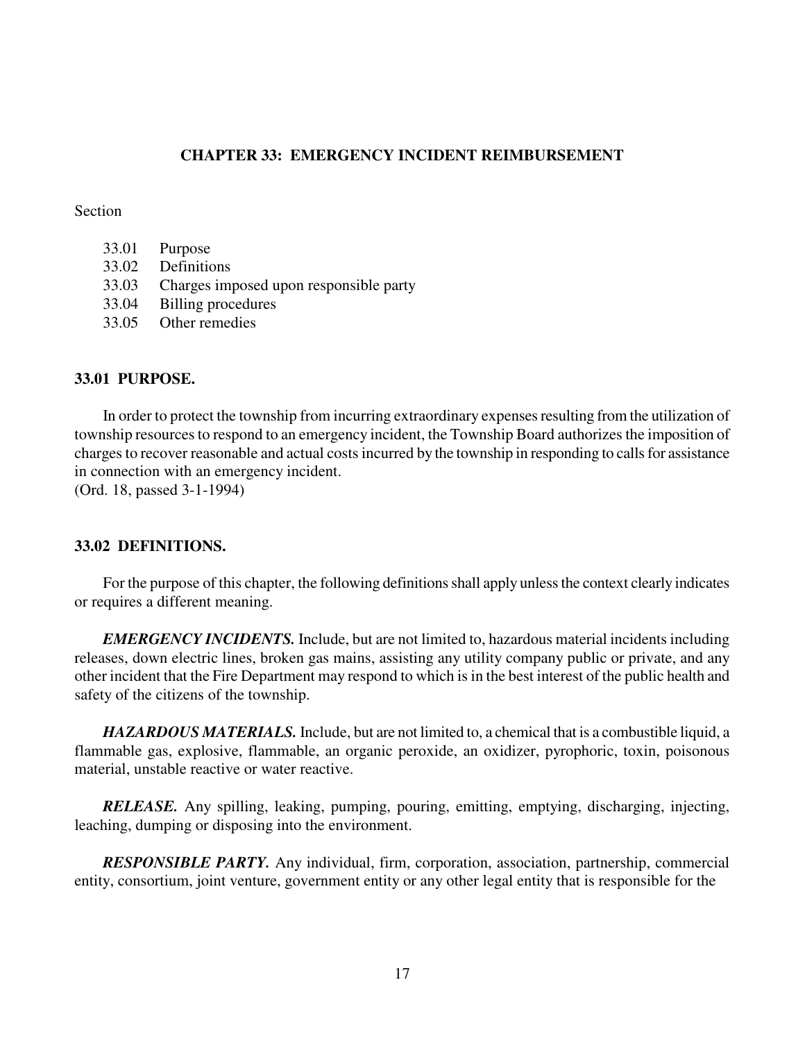# CHAPTER 33: EMERGENCY INCIDENT REIMBURSEMENT

Section

- 33.01 Purpose
- 33.02 Definitions
- 33.03 Charges imposed upon responsible party
- 33.04 Billing procedures
- 33.05 Other remedies

## 33.01 PURPOSE.

In order to protect the township from incurring extraordinary expenses resulting from the utilization of township resources to respond to an emergency incident, the Township Board authorizes the imposition of charges to recover reasonable and actual costs incurred by the township in responding to calls for assistance in connection with an emergency incident.
(Ord. 18, passed 3-1-1994)

## 33.02 DEFINITIONS.

For the purpose of this chapter, the following definitions shall apply unless the context clearly indicates or requires a different meaning.

***EMERGENCY INCIDENTS.*** Include, but are not limited to, hazardous material incidents including releases, down electric lines, broken gas mains, assisting any utility company public or private, and any other incident that the Fire Department may respond to which is in the best interest of the public health and safety of the citizens of the township.

***HAZARDOUS MATERIALS.*** Include, but are not limited to, a chemical that is a combustible liquid, a flammable gas, explosive, flammable, an organic peroxide, an oxidizer, pyrophoric, toxin, poisonous material, unstable reactive or water reactive.

***RELEASE.*** Any spilling, leaking, pumping, pouring, emitting, emptying, discharging, injecting, leaching, dumping or disposing into the environment.

***RESPONSIBLE PARTY.*** Any individual, firm, corporation, association, partnership, commercial entity, consortium, joint venture, government entity or any other legal entity that is responsible for the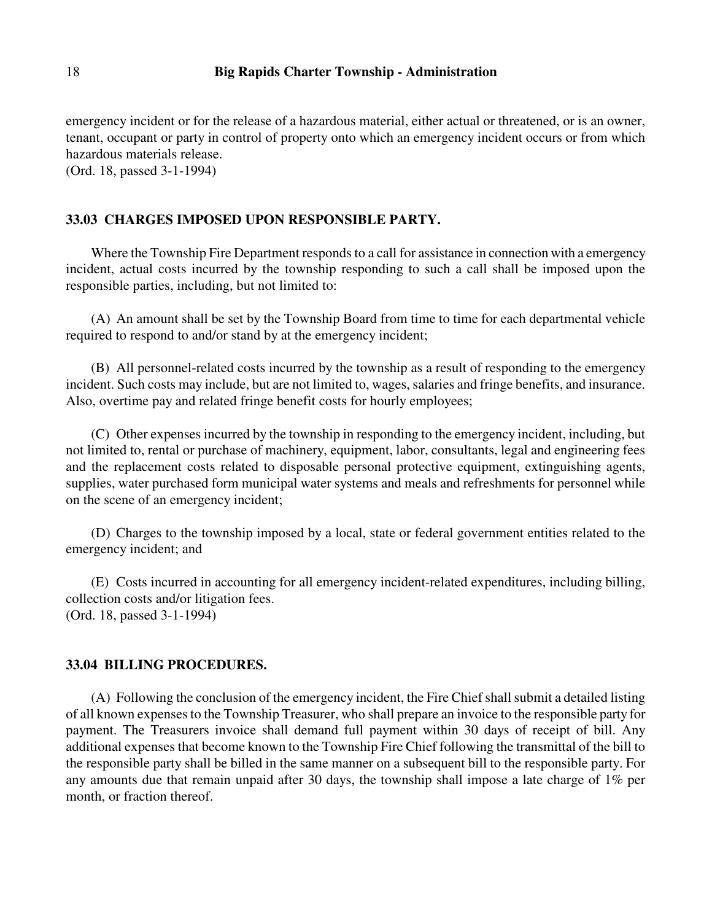emergency incident or for the release of a hazardous material, either actual or threatened, or is an owner, tenant, occupant or party in control of property onto which an emergency incident occurs or from which hazardous materials release.
(Ord. 18, passed 3-1-1994)

### 33.03 CHARGES IMPOSED UPON RESPONSIBLE PARTY.

Where the Township Fire Department responds to a call for assistance in connection with a emergency incident, actual costs incurred by the township responding to such a call shall be imposed upon the responsible parties, including, but not limited to:

(A) An amount shall be set by the Township Board from time to time for each departmental vehicle required to respond to and/or stand by at the emergency incident;

(B) All personnel-related costs incurred by the township as a result of responding to the emergency incident. Such costs may include, but are not limited to, wages, salaries and fringe benefits, and insurance. Also, overtime pay and related fringe benefit costs for hourly employees;

(C) Other expenses incurred by the township in responding to the emergency incident, including, but not limited to, rental or purchase of machinery, equipment, labor, consultants, legal and engineering fees and the replacement costs related to disposable personal protective equipment, extinguishing agents, supplies, water purchased form municipal water systems and meals and refreshments for personnel while on the scene of an emergency incident;

(D) Charges to the township imposed by a local, state or federal government entities related to the emergency incident; and

(E) Costs incurred in accounting for all emergency incident-related expenditures, including billing, collection costs and/or litigation fees.
(Ord. 18, passed 3-1-1994)

### 33.04 BILLING PROCEDURES.

(A) Following the conclusion of the emergency incident, the Fire Chief shall submit a detailed listing of all known expenses to the Township Treasurer, who shall prepare an invoice to the responsible party for payment. The Treasurers invoice shall demand full payment within 30 days of receipt of bill. Any additional expenses that become known to the Township Fire Chief following the transmittal of the bill to the responsible party shall be billed in the same manner on a subsequent bill to the responsible party. For any amounts due that remain unpaid after 30 days, the township shall impose a late charge of 1% per month, or fraction thereof.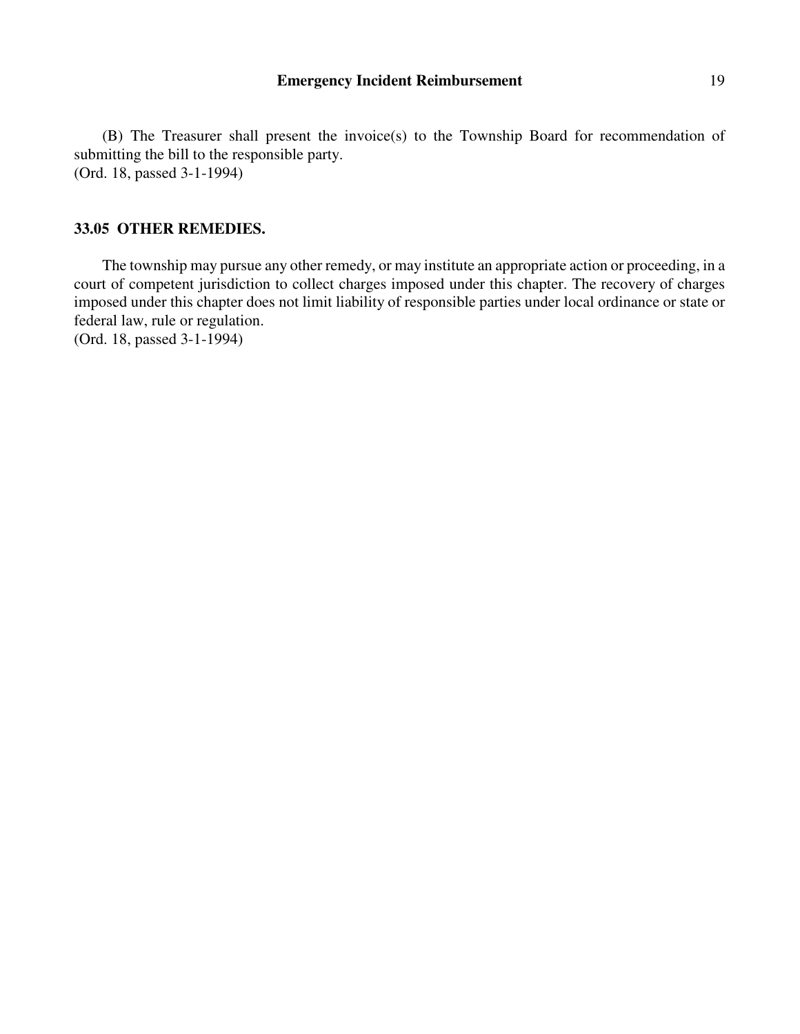(B) The Treasurer shall present the invoice(s) to the Township Board for recommendation of submitting the bill to the responsible party.
(Ord. 18, passed 3-1-1994)

### 33.05 OTHER REMEDIES.

The township may pursue any other remedy, or may institute an appropriate action or proceeding, in a court of competent jurisdiction to collect charges imposed under this chapter. The recovery of charges imposed under this chapter does not limit liability of responsible parties under local ordinance or state or federal law, rule or regulation.
(Ord. 18, passed 3-1-1994)